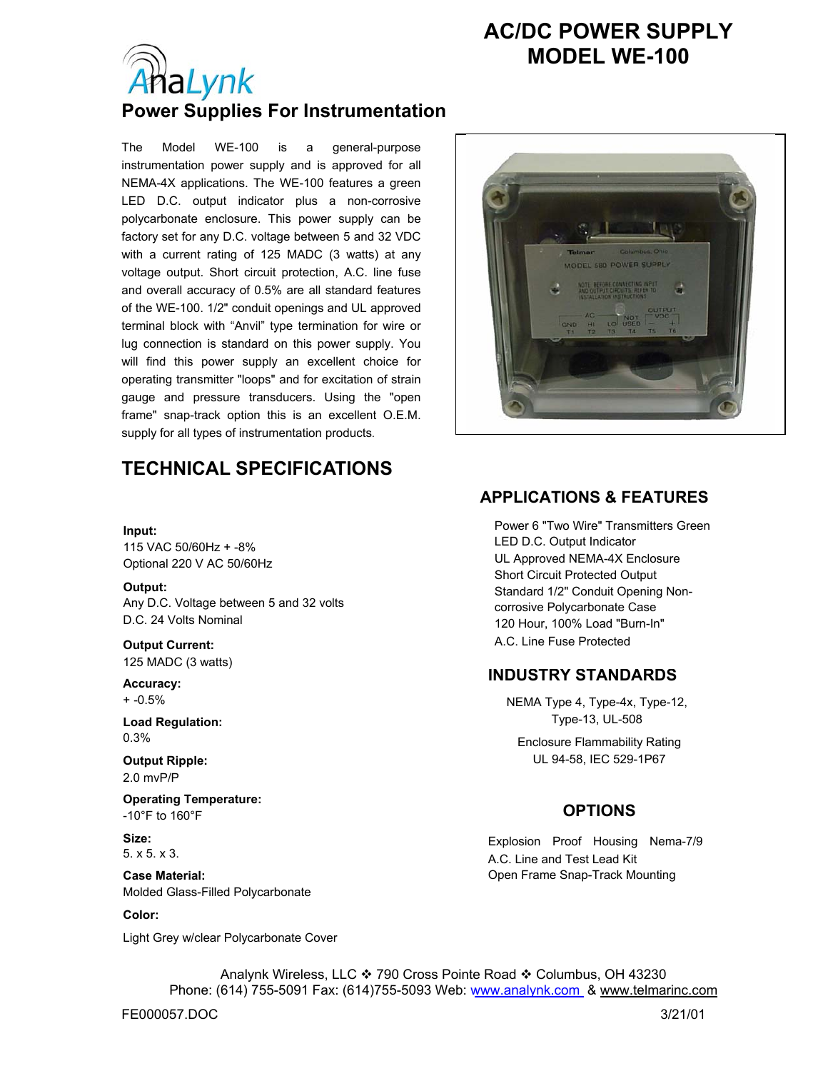# AC/DC POWER SUPPLY
# MODEL WE-100

AnaLynk

## Power Supplies For Instrumentation

The Model WE-100 is a general-purpose instrumentation power supply and is approved for all NEMA-4X applications. The WE-100 features a green LED D.C. output indicator plus a non-corrosive polycarbonate enclosure. This power supply can be factory set for any D.C. voltage between 5 and 32 VDC with a current rating of 125 MADC (3 watts) at any voltage output. Short circuit protection, A.C. line fuse and overall accuracy of 0.5% are all standard features of the WE-100. 1/2" conduit openings and UL approved terminal block with "Anvil" type termination for wire or lug connection is standard on this power supply. You will find this power supply an excellent choice for operating transmitter "loops" and for excitation of strain gauge and pressure transducers. Using the "open frame" snap-track option this is an excellent O.E.M. supply for all types of instrumentation products.

## TECHNICAL SPECIFICATIONS

**Input:**
115 VAC 50/60Hz + -8%
Optional 220 V AC 50/60Hz

**Output:**
Any D.C. Voltage between 5 and 32 volts
D.C. 24 Volts Nominal

**Output Current:**
125 MADC (3 watts)

**Accuracy:**
+ -0.5%

**Load Regulation:**
0.3%

**Output Ripple:**
2.0 mvP/P

**Operating Temperature:**
-10°F to 160°F

**Size:**
5. x 5. x 3.

**Case Material:**
Molded Glass-Filled Polycarbonate

**Color:**
Light Grey w/clear Polycarbonate Cover

## APPLICATIONS & FEATURES

Power 6 "Two Wire" Transmitters Green LED D.C. Output Indicator
UL Approved NEMA-4X Enclosure
Short Circuit Protected Output
Standard 1/2" Conduit Opening Non-corrosive Polycarbonate Case
120 Hour, 100% Load "Burn-In"
A.C. Line Fuse Protected

## INDUSTRY STANDARDS

NEMA Type 4, Type-4x, Type-12, Type-13, UL-508

Enclosure Flammability Rating
UL 94-58, IEC 529-1P67

## OPTIONS

Explosion Proof Housing Nema-7/9
A.C. Line and Test Lead Kit
Open Frame Snap-Track Mounting

Analynk Wireless, LLC ❖ 790 Cross Pointe Road ❖ Columbus, OH 43230
Phone: (614) 755-5091 Fax: (614)755-5093 Web: www.analynk.com & www.telmarinc.com

FE000057.DOC 3/21/01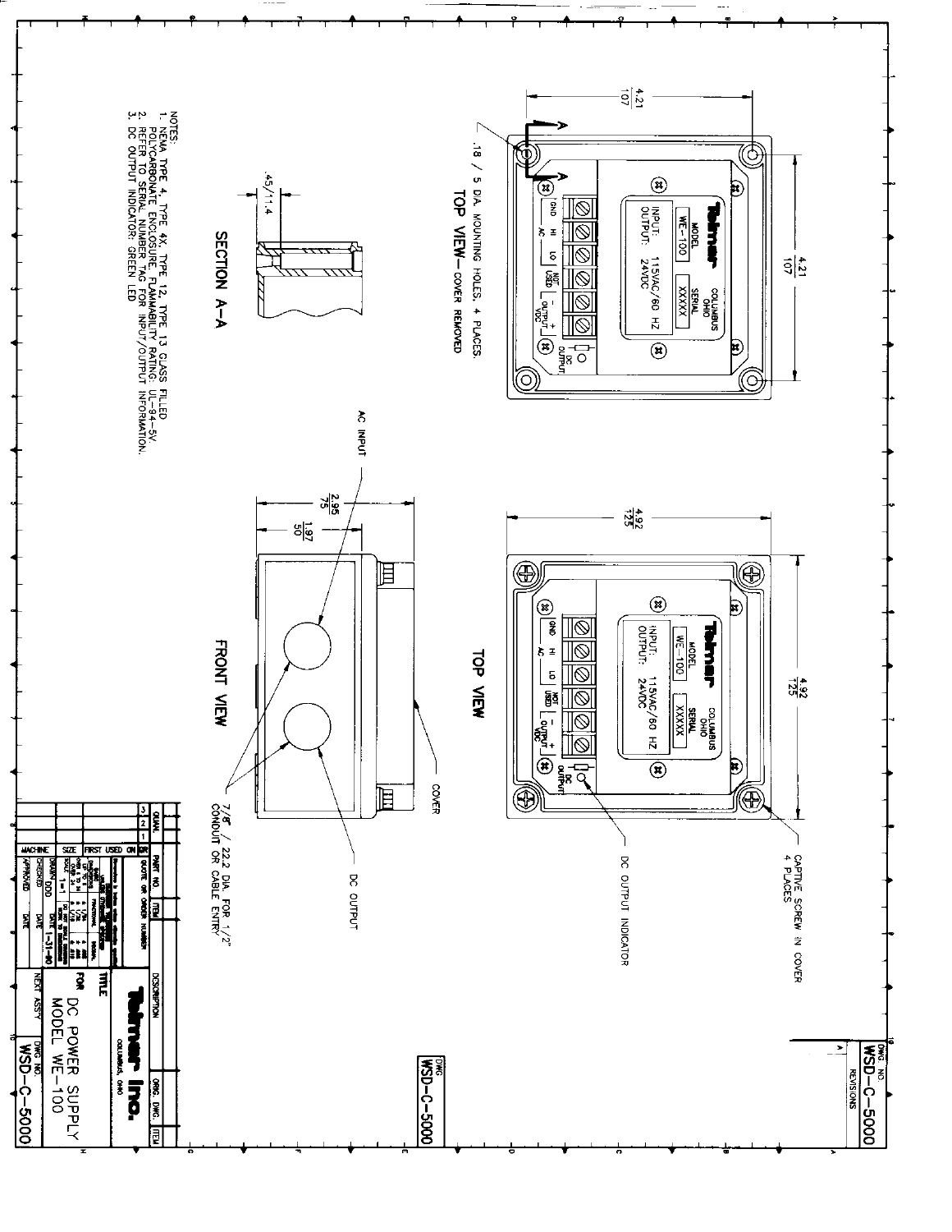NOTES:
1. NEMA TYPE 4, TYPE 4X, TYPE 12, TYPE 13 GLASS FILLED POLYCARBONATE ENCLOSURE. FLAMMABILITY RATING: UL-94-5V.
2. REFER TO SERIAL NUMBER TAG FOR INPUT/OUTPUT INFORMATION.
3. DC OUTPUT INDICATOR: GREEN LED

## TOP VIEW—COVER REMOVED

.18 / 5 DIA. MOUNTING HOLES, 4 PLACES.

4.21 / 107

4.21 / 107

Telmar COLUMBUS OHIO

MODEL WE-100

SERIAL XXXXX

INPUT: 115VAC/60 HZ
OUTPUT: 24VDC

GND HI LO AC NOT USED − + OUTPUT VDC

DC OUTPUT

## TOP VIEW

4.92 / 125

4.92 / 125

CAPTIVE SCREW IN COVER 4 PLACES

DC OUTPUT INDICATOR

## SECTION A–A

.45/11.4

## FRONT VIEW

AC INPUT

COVER

DC OUTPUT

2.95 / 75

1.97 / 50

7/8" / 22.2 DIA. FOR 1/2" CONDUIT OR CABLE ENTRY

| QUAN. | PART NO. | ITEM | DESCRIPTION | ORIG. DWG. | ITEM |
|---|---|---|---|---|---|
| 3 | | | | | |
| 2 | | | | | |
| 1 | | | | | |

Telmar Inc. COLUMBUS, OHIO

TITLE: DC POWER SUPPLY
FOR MODEL WE-100

SCALE 1=1

DRAWN DDD DATE 1-31-90

CHECKED

APPROVED DATE

MACHINE | SIZE | FIRST USED ON

NEXT ASS'Y

DWG NO WSD-C-5000

REVISIONS